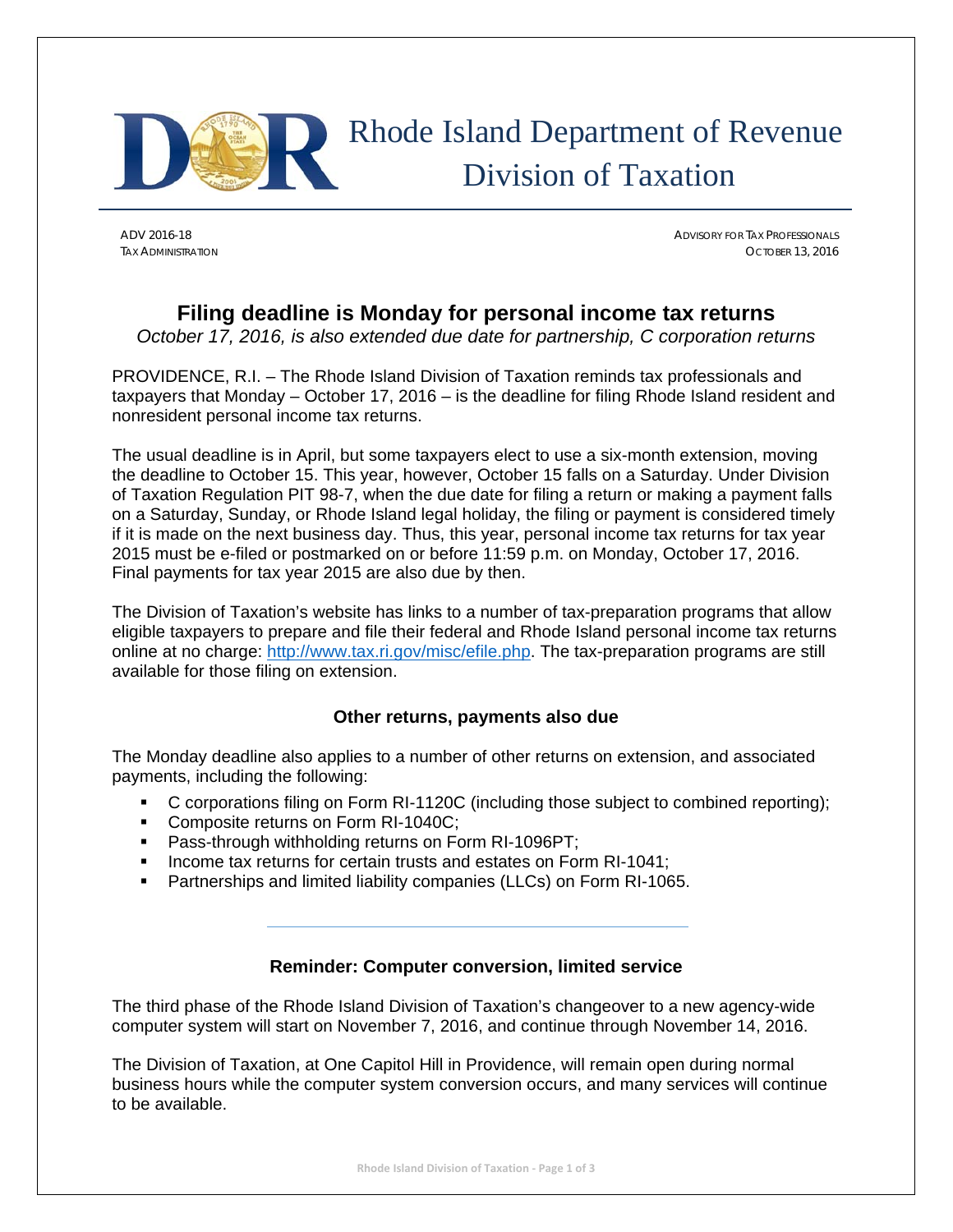Rhode Island Department of Revenue
Division of Taxation

ADV 2016-18
TAX ADMINISTRATION

ADVISORY FOR TAX PROFESSIONALS
OCTOBER 13, 2016

# Filing deadline is Monday for personal income tax returns

*October 17, 2016, is also extended due date for partnership, C corporation returns*

PROVIDENCE, R.I. – The Rhode Island Division of Taxation reminds tax professionals and taxpayers that Monday – October 17, 2016 – is the deadline for filing Rhode Island resident and nonresident personal income tax returns.

The usual deadline is in April, but some taxpayers elect to use a six-month extension, moving the deadline to October 15. This year, however, October 15 falls on a Saturday. Under Division of Taxation Regulation PIT 98-7, when the due date for filing a return or making a payment falls on a Saturday, Sunday, or Rhode Island legal holiday, the filing or payment is considered timely if it is made on the next business day. Thus, this year, personal income tax returns for tax year 2015 must be e-filed or postmarked on or before 11:59 p.m. on Monday, October 17, 2016. Final payments for tax year 2015 are also due by then.

The Division of Taxation's website has links to a number of tax-preparation programs that allow eligible taxpayers to prepare and file their federal and Rhode Island personal income tax returns online at no charge: http://www.tax.ri.gov/misc/efile.php. The tax-preparation programs are still available for those filing on extension.

## Other returns, payments also due

The Monday deadline also applies to a number of other returns on extension, and associated payments, including the following:

- C corporations filing on Form RI-1120C (including those subject to combined reporting);
- Composite returns on Form RI-1040C;
- Pass-through withholding returns on Form RI-1096PT;
- Income tax returns for certain trusts and estates on Form RI-1041;
- Partnerships and limited liability companies (LLCs) on Form RI-1065.

---

## Reminder: Computer conversion, limited service

The third phase of the Rhode Island Division of Taxation's changeover to a new agency-wide computer system will start on November 7, 2016, and continue through November 14, 2016.

The Division of Taxation, at One Capitol Hill in Providence, will remain open during normal business hours while the computer system conversion occurs, and many services will continue to be available.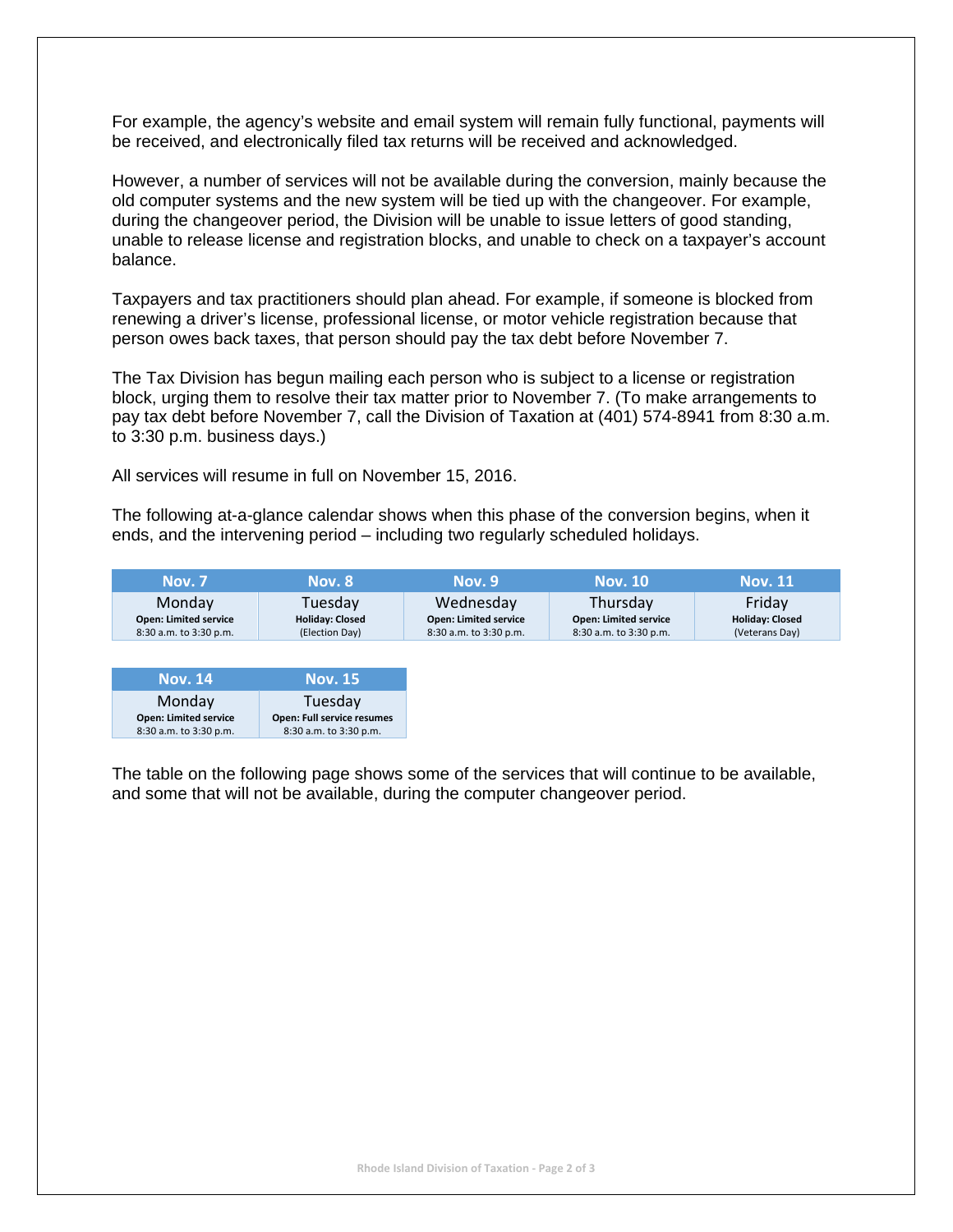For example, the agency's website and email system will remain fully functional, payments will be received, and electronically filed tax returns will be received and acknowledged.

However, a number of services will not be available during the conversion, mainly because the old computer systems and the new system will be tied up with the changeover. For example, during the changeover period, the Division will be unable to issue letters of good standing, unable to release license and registration blocks, and unable to check on a taxpayer's account balance.

Taxpayers and tax practitioners should plan ahead. For example, if someone is blocked from renewing a driver's license, professional license, or motor vehicle registration because that person owes back taxes, that person should pay the tax debt before November 7.

The Tax Division has begun mailing each person who is subject to a license or registration block, urging them to resolve their tax matter prior to November 7. (To make arrangements to pay tax debt before November 7, call the Division of Taxation at (401) 574-8941 from 8:30 a.m. to 3:30 p.m. business days.)

All services will resume in full on November 15, 2016.

The following at-a-glance calendar shows when this phase of the conversion begins, when it ends, and the intervening period – including two regularly scheduled holidays.

| Nov. 7 | Nov. 8 | Nov. 9 | Nov. 10 | Nov. 11 |
|---|---|---|---|---|
| Monday<br>**Open: Limited service**<br>8:30 a.m. to 3:30 p.m. | Tuesday<br>**Holiday: Closed**<br>(Election Day) | Wednesday<br>**Open: Limited service**<br>8:30 a.m. to 3:30 p.m. | Thursday<br>**Open: Limited service**<br>8:30 a.m. to 3:30 p.m. | Friday<br>**Holiday: Closed**<br>(Veterans Day) |

| Nov. 14 | Nov. 15 |
|---|---|
| Monday<br>**Open: Limited service**<br>8:30 a.m. to 3:30 p.m. | Tuesday<br>**Open: Full service resumes**<br>8:30 a.m. to 3:30 p.m. |

The table on the following page shows some of the services that will continue to be available, and some that will not be available, during the computer changeover period.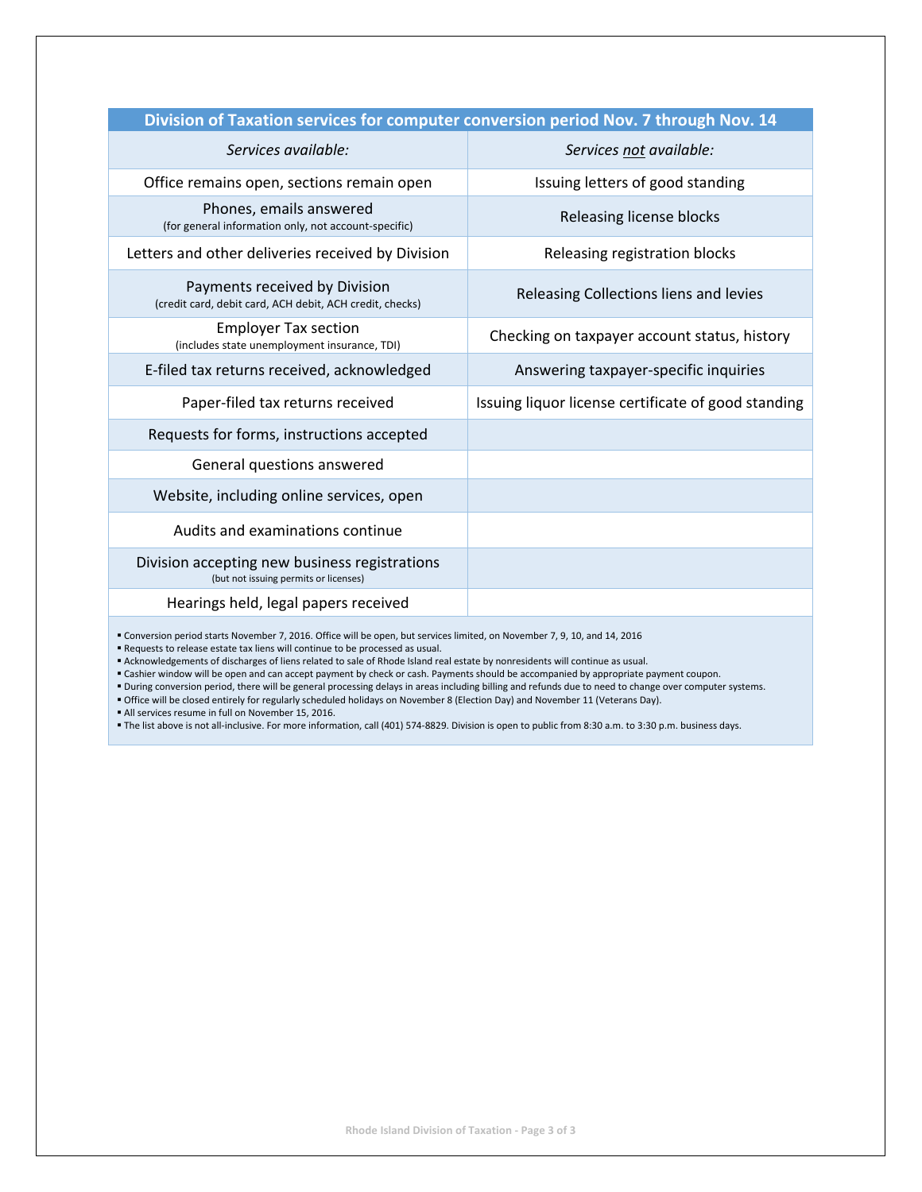| Division of Taxation services for computer conversion period Nov. 7 through Nov. 14 | |
|---|---|
| *Services available:* | *Services not available:* |
| Office remains open, sections remain open | Issuing letters of good standing |
| Phones, emails answered (for general information only, not account-specific) | Releasing license blocks |
| Letters and other deliveries received by Division | Releasing registration blocks |
| Payments received by Division (credit card, debit card, ACH debit, ACH credit, checks) | Releasing Collections liens and levies |
| Employer Tax section (includes state unemployment insurance, TDI) | Checking on taxpayer account status, history |
| E-filed tax returns received, acknowledged | Answering taxpayer-specific inquiries |
| Paper-filed tax returns received | Issuing liquor license certificate of good standing |
| Requests for forms, instructions accepted | |
| General questions answered | |
| Website, including online services, open | |
| Audits and examinations continue | |
| Division accepting new business registrations (but not issuing permits or licenses) | |
| Hearings held, legal papers received | |

- Conversion period starts November 7, 2016. Office will be open, but services limited, on November 7, 9, 10, and 14, 2016
- Requests to release estate tax liens will continue to be processed as usual.
- Acknowledgements of discharges of liens related to sale of Rhode Island real estate by nonresidents will continue as usual.
- Cashier window will be open and can accept payment by check or cash. Payments should be accompanied by appropriate payment coupon.
- During conversion period, there will be general processing delays in areas including billing and refunds due to need to change over computer systems.
- Office will be closed entirely for regularly scheduled holidays on November 8 (Election Day) and November 11 (Veterans Day).
- All services resume in full on November 15, 2016.
- The list above is not all-inclusive. For more information, call (401) 574-8829. Division is open to public from 8:30 a.m. to 3:30 p.m. business days.